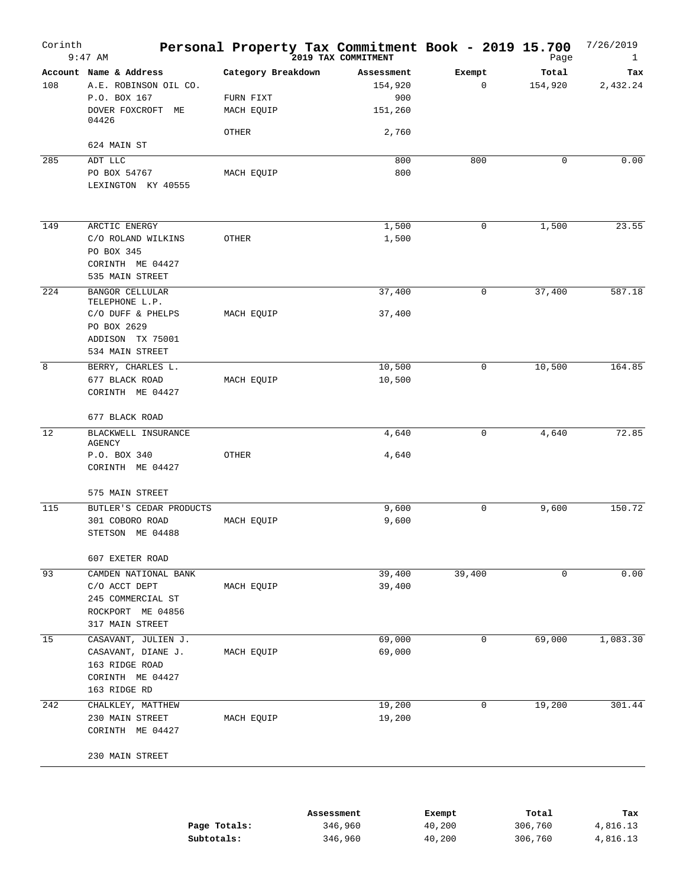# Personal Property Tax Commitment Book - 2019 15.700

Corinth, 9:47 AM — 2019 TAX COMMITMENT — 7/26/2019

| Account | Name & Address | Category Breakdown | Assessment | Exempt | Total | Tax |
|---|---|---|---|---|---|---|
| 108 | A.E. ROBINSON OIL CO. | | 154,920 | 0 | 154,920 | 2,432.24 |
| | P.O. BOX 167 | FURN FIXT | 900 | | | |
| | DOVER FOXCROFT ME 04426 | MACH EQUIP | 151,260 | | | |
| | | OTHER | 2,760 | | | |
| | 624 MAIN ST | | | | | |
| 285 | ADT LLC | | 800 | 800 | 0 | 0.00 |
| | PO BOX 54767 | MACH EQUIP | 800 | | | |
| | LEXINGTON KY 40555 | | | | | |
| 149 | ARCTIC ENERGY | | 1,500 | 0 | 1,500 | 23.55 |
| | C/O ROLAND WILKINS | OTHER | 1,500 | | | |
| | PO BOX 345 | | | | | |
| | CORINTH ME 04427 | | | | | |
| | 535 MAIN STREET | | | | | |
| 224 | BANGOR CELLULAR TELEPHONE L.P. | | 37,400 | 0 | 37,400 | 587.18 |
| | C/O DUFF & PHELPS | MACH EQUIP | 37,400 | | | |
| | PO BOX 2629 | | | | | |
| | ADDISON TX 75001 | | | | | |
| | 534 MAIN STREET | | | | | |
| 8 | BERRY, CHARLES L. | | 10,500 | 0 | 10,500 | 164.85 |
| | 677 BLACK ROAD | MACH EQUIP | 10,500 | | | |
| | CORINTH ME 04427 | | | | | |
| | 677 BLACK ROAD | | | | | |
| 12 | BLACKWELL INSURANCE AGENCY | | 4,640 | 0 | 4,640 | 72.85 |
| | P.O. BOX 340 | OTHER | 4,640 | | | |
| | CORINTH ME 04427 | | | | | |
| | 575 MAIN STREET | | | | | |
| 115 | BUTLER'S CEDAR PRODUCTS | | 9,600 | 0 | 9,600 | 150.72 |
| | 301 COBORO ROAD | MACH EQUIP | 9,600 | | | |
| | STETSON ME 04488 | | | | | |
| | 607 EXETER ROAD | | | | | |
| 93 | CAMDEN NATIONAL BANK | | 39,400 | 39,400 | 0 | 0.00 |
| | C/O ACCT DEPT | MACH EQUIP | 39,400 | | | |
| | 245 COMMERCIAL ST | | | | | |
| | ROCKPORT ME 04856 | | | | | |
| | 317 MAIN STREET | | | | | |
| 15 | CASAVANT, JULIEN J. | | 69,000 | 0 | 69,000 | 1,083.30 |
| | CASAVANT, DIANE J. | MACH EQUIP | 69,000 | | | |
| | 163 RIDGE ROAD | | | | | |
| | CORINTH ME 04427 | | | | | |
| | 163 RIDGE RD | | | | | |
| 242 | CHALKLEY, MATTHEW | | 19,200 | 0 | 19,200 | 301.44 |
| | 230 MAIN STREET | MACH EQUIP | 19,200 | | | |
| | CORINTH ME 04427 | | | | | |
| | 230 MAIN STREET | | | | | |

| | Assessment | Exempt | Total | Tax |
|---|---|---|---|---|
| **Page Totals:** | 346,960 | 40,200 | 306,760 | 4,816.13 |
| **Subtotals:** | 346,960 | 40,200 | 306,760 | 4,816.13 |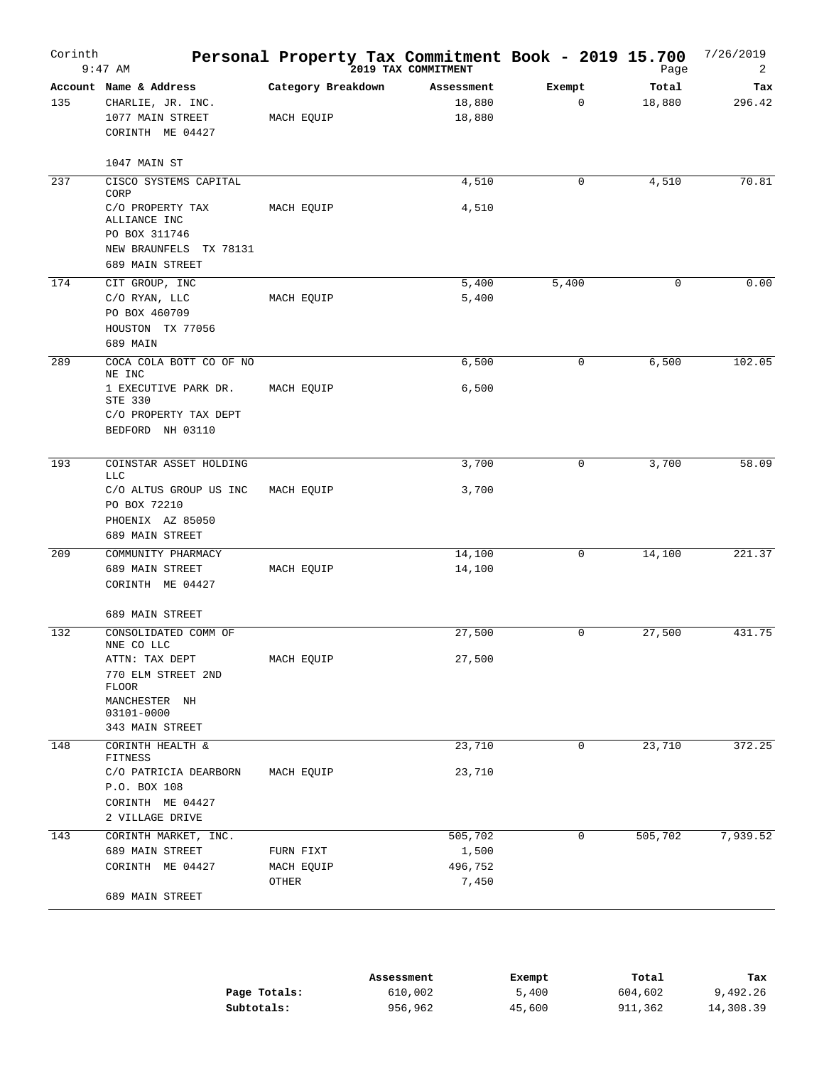# Corinth — Personal Property Tax Commitment Book - 2019 15.700

9:47 AM — 2019 TAX COMMITMENT — 7/26/2019

| Account | Name & Address | Category Breakdown | Assessment | Exempt | Total | Tax |
|---|---|---|---|---|---|---|
| 135 | CHARLIE, JR. INC. | | 18,880 | 0 | 18,880 | 296.42 |
| | 1077 MAIN STREET | MACH EQUIP | 18,880 | | | |
| | CORINTH ME 04427 | | | | | |
| | 1047 MAIN ST | | | | | |
| 237 | CISCO SYSTEMS CAPITAL CORP | | 4,510 | 0 | 4,510 | 70.81 |
| | C/O PROPERTY TAX ALLIANCE INC | MACH EQUIP | 4,510 | | | |
| | PO BOX 311746 | | | | | |
| | NEW BRAUNFELS TX 78131 | | | | | |
| | 689 MAIN STREET | | | | | |
| 174 | CIT GROUP, INC | | 5,400 | 5,400 | 0 | 0.00 |
| | C/O RYAN, LLC | MACH EQUIP | 5,400 | | | |
| | PO BOX 460709 | | | | | |
| | HOUSTON TX 77056 | | | | | |
| | 689 MAIN | | | | | |
| 289 | COCA COLA BOTT CO OF NO NE INC | | 6,500 | 0 | 6,500 | 102.05 |
| | 1 EXECUTIVE PARK DR. STE 330 | MACH EQUIP | 6,500 | | | |
| | C/O PROPERTY TAX DEPT | | | | | |
| | BEDFORD NH 03110 | | | | | |
| 193 | COINSTAR ASSET HOLDING LLC | | 3,700 | 0 | 3,700 | 58.09 |
| | C/O ALTUS GROUP US INC | MACH EQUIP | 3,700 | | | |
| | PO BOX 72210 | | | | | |
| | PHOENIX AZ 85050 | | | | | |
| | 689 MAIN STREET | | | | | |
| 209 | COMMUNITY PHARMACY | | 14,100 | 0 | 14,100 | 221.37 |
| | 689 MAIN STREET | MACH EQUIP | 14,100 | | | |
| | CORINTH ME 04427 | | | | | |
| | 689 MAIN STREET | | | | | |
| 132 | CONSOLIDATED COMM OF NNE CO LLC | | 27,500 | 0 | 27,500 | 431.75 |
| | ATTN: TAX DEPT | MACH EQUIP | 27,500 | | | |
| | 770 ELM STREET 2ND FLOOR | | | | | |
| | MANCHESTER NH 03101-0000 | | | | | |
| | 343 MAIN STREET | | | | | |
| 148 | CORINTH HEALTH & FITNESS | | 23,710 | 0 | 23,710 | 372.25 |
| | C/O PATRICIA DEARBORN | MACH EQUIP | 23,710 | | | |
| | P.O. BOX 108 | | | | | |
| | CORINTH ME 04427 | | | | | |
| | 2 VILLAGE DRIVE | | | | | |
| 143 | CORINTH MARKET, INC. | | 505,702 | 0 | 505,702 | 7,939.52 |
| | 689 MAIN STREET | FURN FIXT | 1,500 | | | |
| | CORINTH ME 04427 | MACH EQUIP | 496,752 | | | |
| | | OTHER | 7,450 | | | |
| | 689 MAIN STREET | | | | | |

| | Assessment | Exempt | Total | Tax |
|---|---|---|---|---|
| Page Totals: | 610,002 | 5,400 | 604,602 | 9,492.26 |
| Subtotals: | 956,962 | 45,600 | 911,362 | 14,308.39 |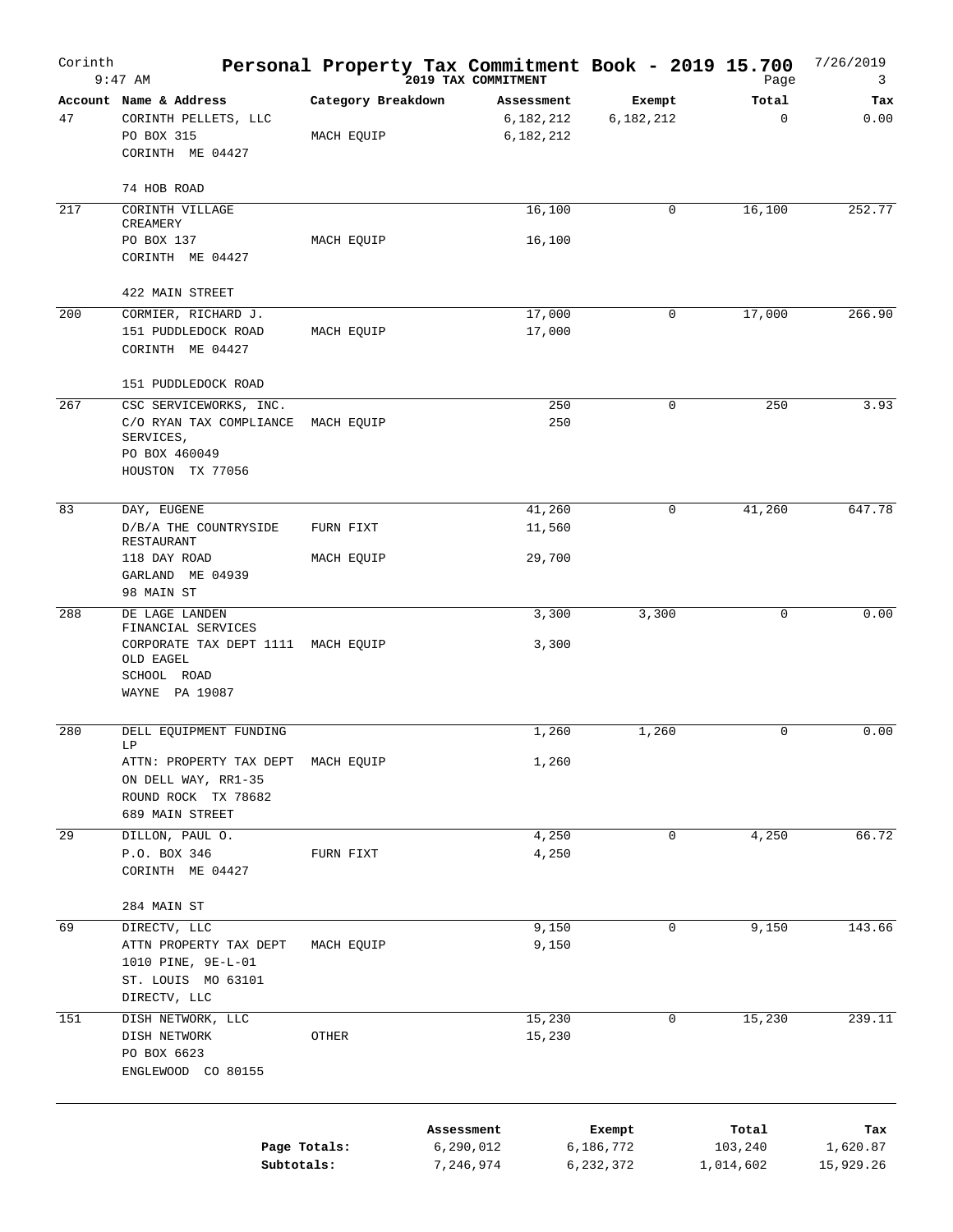# Personal Property Tax Commitment Book - 2019 15.700

Corinth 9:47 AM — 2019 TAX COMMITMENT — 7/26/2019

| Account | Name & Address | Category Breakdown | Assessment | Exempt | Total | Tax |
|---|---|---|---|---|---|---|
| 47 | CORINTH PELLETS, LLC<br>PO BOX 315<br>CORINTH ME 04427<br><br>74 HOB ROAD | MACH EQUIP | 6,182,212<br>6,182,212 | 6,182,212 | 0 | 0.00 |
| 217 | CORINTH VILLAGE CREAMERY<br>PO BOX 137<br>CORINTH ME 04427<br><br>422 MAIN STREET | MACH EQUIP | 16,100<br>16,100 | 0 | 16,100 | 252.77 |
| 200 | CORMIER, RICHARD J.<br>151 PUDDLEDOCK ROAD<br>CORINTH ME 04427<br><br>151 PUDDLEDOCK ROAD | MACH EQUIP | 17,000<br>17,000 | 0 | 17,000 | 266.90 |
| 267 | CSC SERVICEWORKS, INC.<br>C/O RYAN TAX COMPLIANCE SERVICES,<br>PO BOX 460049<br>HOUSTON TX 77056 | MACH EQUIP | 250<br>250 | 0 | 250 | 3.93 |
| 83 | DAY, EUGENE<br>D/B/A THE COUNTRYSIDE RESTAURANT<br>118 DAY ROAD<br>GARLAND ME 04939<br>98 MAIN ST | FURN FIXT<br>MACH EQUIP | 41,260<br>11,560<br>29,700 | 0 | 41,260 | 647.78 |
| 288 | DE LAGE LANDEN FINANCIAL SERVICES<br>CORPORATE TAX DEPT 1111 OLD EAGEL<br>SCHOOL ROAD<br>WAYNE PA 19087 | MACH EQUIP | 3,300<br>3,300 | 3,300 | 0 | 0.00 |
| 280 | DELL EQUIPMENT FUNDING LP<br>ATTN: PROPERTY TAX DEPT<br>ON DELL WAY, RR1-35<br>ROUND ROCK TX 78682<br>689 MAIN STREET | MACH EQUIP | 1,260<br>1,260 | 1,260 | 0 | 0.00 |
| 29 | DILLON, PAUL O.<br>P.O. BOX 346<br>CORINTH ME 04427<br><br>284 MAIN ST | FURN FIXT | 4,250<br>4,250 | 0 | 4,250 | 66.72 |
| 69 | DIRECTV, LLC<br>ATTN PROPERTY TAX DEPT<br>1010 PINE, 9E-L-01<br>ST. LOUIS MO 63101<br>DIRECTV, LLC | MACH EQUIP | 9,150<br>9,150 | 0 | 9,150 | 143.66 |
| 151 | DISH NETWORK, LLC<br>DISH NETWORK<br>PO BOX 6623<br>ENGLEWOOD CO 80155 | OTHER | 15,230<br>15,230 | 0 | 15,230 | 239.11 |

| | Assessment | Exempt | Total | Tax |
|---|---|---|---|---|
| Page Totals: | 6,290,012 | 6,186,772 | 103,240 | 1,620.87 |
| Subtotals: | 7,246,974 | 6,232,372 | 1,014,602 | 15,929.26 |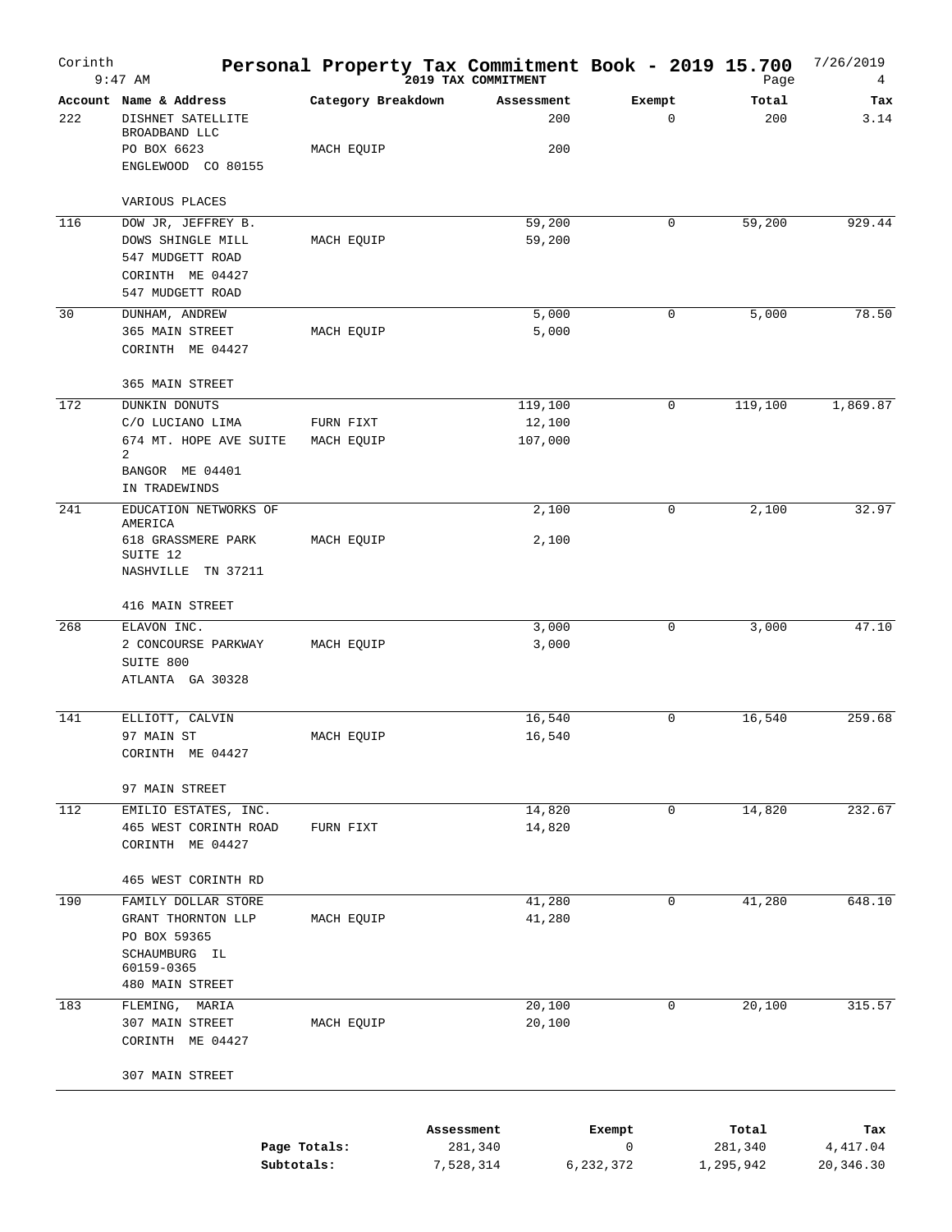# Corinth — Personal Property Tax Commitment Book - 2019 15.700

9:47 AM — 2019 TAX COMMITMENT — 7/26/2019

| Account | Name & Address | Category Breakdown | Assessment | Exempt | Total | Tax |
|---|---|---|---|---|---|---|
| 222 | DISHNET SATELLITE BROADBAND LLC | | 200 | 0 | 200 | 3.14 |
| | PO BOX 6623 | MACH EQUIP | 200 | | | |
| | ENGLEWOOD CO 80155 | | | | | |
| | VARIOUS PLACES | | | | | |
| 116 | DOW JR, JEFFREY B. | | 59,200 | 0 | 59,200 | 929.44 |
| | DOWS SHINGLE MILL | MACH EQUIP | 59,200 | | | |
| | 547 MUDGETT ROAD | | | | | |
| | CORINTH ME 04427 | | | | | |
| | 547 MUDGETT ROAD | | | | | |
| 30 | DUNHAM, ANDREW | | 5,000 | 0 | 5,000 | 78.50 |
| | 365 MAIN STREET | MACH EQUIP | 5,000 | | | |
| | CORINTH ME 04427 | | | | | |
| | 365 MAIN STREET | | | | | |
| 172 | DUNKIN DONUTS | | 119,100 | 0 | 119,100 | 1,869.87 |
| | C/O LUCIANO LIMA | FURN FIXT | 12,100 | | | |
| | 674 MT. HOPE AVE SUITE 2 | MACH EQUIP | 107,000 | | | |
| | BANGOR ME 04401 | | | | | |
| | IN TRADEWINDS | | | | | |
| 241 | EDUCATION NETWORKS OF AMERICA | | 2,100 | 0 | 2,100 | 32.97 |
| | 618 GRASSMERE PARK SUITE 12 | MACH EQUIP | 2,100 | | | |
| | NASHVILLE TN 37211 | | | | | |
| | 416 MAIN STREET | | | | | |
| 268 | ELAVON INC. | | 3,000 | 0 | 3,000 | 47.10 |
| | 2 CONCOURSE PARKWAY | MACH EQUIP | 3,000 | | | |
| | SUITE 800 | | | | | |
| | ATLANTA GA 30328 | | | | | |
| 141 | ELLIOTT, CALVIN | | 16,540 | 0 | 16,540 | 259.68 |
| | 97 MAIN ST | MACH EQUIP | 16,540 | | | |
| | CORINTH ME 04427 | | | | | |
| | 97 MAIN STREET | | | | | |
| 112 | EMILIO ESTATES, INC. | | 14,820 | 0 | 14,820 | 232.67 |
| | 465 WEST CORINTH ROAD | FURN FIXT | 14,820 | | | |
| | CORINTH ME 04427 | | | | | |
| | 465 WEST CORINTH RD | | | | | |
| 190 | FAMILY DOLLAR STORE | | 41,280 | 0 | 41,280 | 648.10 |
| | GRANT THORNTON LLP | MACH EQUIP | 41,280 | | | |
| | PO BOX 59365 | | | | | |
| | SCHAUMBURG IL 60159-0365 | | | | | |
| | 480 MAIN STREET | | | | | |
| 183 | FLEMING, MARIA | | 20,100 | 0 | 20,100 | 315.57 |
| | 307 MAIN STREET | MACH EQUIP | 20,100 | | | |
| | CORINTH ME 04427 | | | | | |
| | 307 MAIN STREET | | | | | |

| | Assessment | Exempt | Total | Tax |
|---|---|---|---|---|
| Page Totals: | 281,340 | 0 | 281,340 | 4,417.04 |
| Subtotals: | 7,528,314 | 6,232,372 | 1,295,942 | 20,346.30 |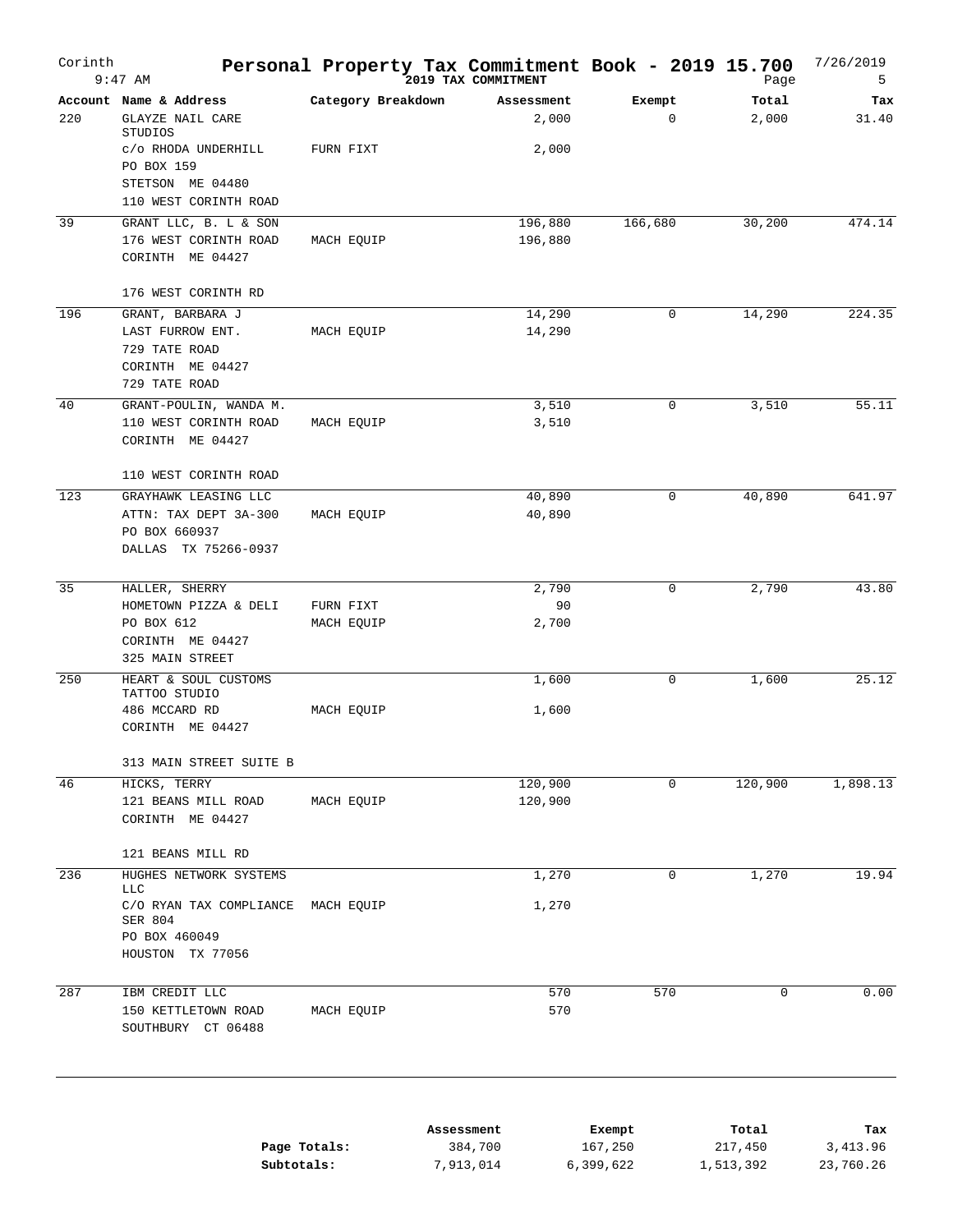# Personal Property Tax Commitment Book - 2019 15.700

Corinth 9:47 AM — 2019 TAX COMMITMENT — 7/26/2019 Page 5

| Account | Name & Address | Category Breakdown | Assessment | Exempt | Total | Tax |
|---|---|---|---|---|---|---|
| 220 | GLAYZE NAIL CARE STUDIOS | | 2,000 | 0 | 2,000 | 31.40 |
| | c/o RHODA UNDERHILL | FURN FIXT | 2,000 | | | |
| | PO BOX 159 | | | | | |
| | STETSON ME 04480 | | | | | |
| | 110 WEST CORINTH ROAD | | | | | |
| 39 | GRANT LLC, B. L & SON | | 196,880 | 166,680 | 30,200 | 474.14 |
| | 176 WEST CORINTH ROAD | MACH EQUIP | 196,880 | | | |
| | CORINTH ME 04427 | | | | | |
| | 176 WEST CORINTH RD | | | | | |
| 196 | GRANT, BARBARA J | | 14,290 | 0 | 14,290 | 224.35 |
| | LAST FURROW ENT. | MACH EQUIP | 14,290 | | | |
| | 729 TATE ROAD | | | | | |
| | CORINTH ME 04427 | | | | | |
| | 729 TATE ROAD | | | | | |
| 40 | GRANT-POULIN, WANDA M. | | 3,510 | 0 | 3,510 | 55.11 |
| | 110 WEST CORINTH ROAD | MACH EQUIP | 3,510 | | | |
| | CORINTH ME 04427 | | | | | |
| | 110 WEST CORINTH ROAD | | | | | |
| 123 | GRAYHAWK LEASING LLC | | 40,890 | 0 | 40,890 | 641.97 |
| | ATTN: TAX DEPT 3A-300 | MACH EQUIP | 40,890 | | | |
| | PO BOX 660937 | | | | | |
| | DALLAS TX 75266-0937 | | | | | |
| 35 | HALLER, SHERRY | | 2,790 | 0 | 2,790 | 43.80 |
| | HOMETOWN PIZZA & DELI | FURN FIXT | 90 | | | |
| | PO BOX 612 | MACH EQUIP | 2,700 | | | |
| | CORINTH ME 04427 | | | | | |
| | 325 MAIN STREET | | | | | |
| 250 | HEART & SOUL CUSTOMS TATTOO STUDIO | | 1,600 | 0 | 1,600 | 25.12 |
| | 486 MCCARD RD | MACH EQUIP | 1,600 | | | |
| | CORINTH ME 04427 | | | | | |
| | 313 MAIN STREET SUITE B | | | | | |
| 46 | HICKS, TERRY | | 120,900 | 0 | 120,900 | 1,898.13 |
| | 121 BEANS MILL ROAD | MACH EQUIP | 120,900 | | | |
| | CORINTH ME 04427 | | | | | |
| | 121 BEANS MILL RD | | | | | |
| 236 | HUGHES NETWORK SYSTEMS LLC | | 1,270 | 0 | 1,270 | 19.94 |
| | C/O RYAN TAX COMPLIANCE SER 804 | MACH EQUIP | 1,270 | | | |
| | PO BOX 460049 | | | | | |
| | HOUSTON TX 77056 | | | | | |
| 287 | IBM CREDIT LLC | | 570 | 570 | 0 | 0.00 |
| | 150 KETTLETOWN ROAD | MACH EQUIP | 570 | | | |
| | SOUTHBURY CT 06488 | | | | | |

| | Assessment | Exempt | Total | Tax |
|---|---|---|---|---|
| Page Totals: | 384,700 | 167,250 | 217,450 | 3,413.96 |
| Subtotals: | 7,913,014 | 6,399,622 | 1,513,392 | 23,760.26 |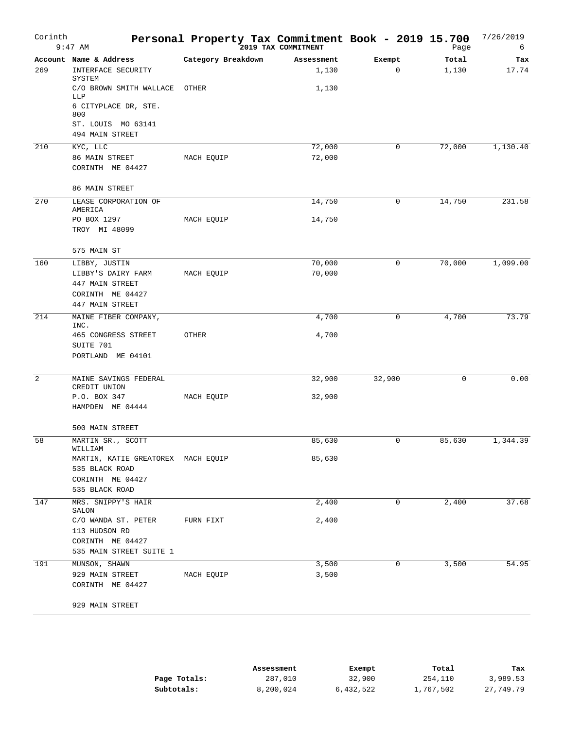# Personal Property Tax Commitment Book - 2019 15.700

Corinth
9:47 AM
2019 TAX COMMITMENT
7/26/2019

| Account | Name & Address | Category Breakdown | Assessment | Exempt | Total | Tax |
|---|---|---|---|---|---|---|
| 269 | INTERFACE SECURITY SYSTEM | | 1,130 | 0 | 1,130 | 17.74 |
| | C/O BROWN SMITH WALLACE LLP | OTHER | 1,130 | | | |
| | 6 CITYPLACE DR, STE. 800 | | | | | |
| | ST. LOUIS MO 63141 | | | | | |
| | 494 MAIN STREET | | | | | |
| 210 | KYC, LLC | | 72,000 | 0 | 72,000 | 1,130.40 |
| | 86 MAIN STREET | MACH EQUIP | 72,000 | | | |
| | CORINTH ME 04427 | | | | | |
| | 86 MAIN STREET | | | | | |
| 270 | LEASE CORPORATION OF AMERICA | | 14,750 | 0 | 14,750 | 231.58 |
| | PO BOX 1297 | MACH EQUIP | 14,750 | | | |
| | TROY MI 48099 | | | | | |
| | 575 MAIN ST | | | | | |
| 160 | LIBBY, JUSTIN | | 70,000 | 0 | 70,000 | 1,099.00 |
| | LIBBY'S DAIRY FARM | MACH EQUIP | 70,000 | | | |
| | 447 MAIN STREET | | | | | |
| | CORINTH ME 04427 | | | | | |
| | 447 MAIN STREET | | | | | |
| 214 | MAINE FIBER COMPANY, INC. | | 4,700 | 0 | 4,700 | 73.79 |
| | 465 CONGRESS STREET | OTHER | 4,700 | | | |
| | SUITE 701 | | | | | |
| | PORTLAND ME 04101 | | | | | |
| 2 | MAINE SAVINGS FEDERAL CREDIT UNION | | 32,900 | 32,900 | 0 | 0.00 |
| | P.O. BOX 347 | MACH EQUIP | 32,900 | | | |
| | HAMPDEN ME 04444 | | | | | |
| | 500 MAIN STREET | | | | | |
| 58 | MARTIN SR., SCOTT WILLIAM | | 85,630 | 0 | 85,630 | 1,344.39 |
| | MARTIN, KATIE GREATOREX | MACH EQUIP | 85,630 | | | |
| | 535 BLACK ROAD | | | | | |
| | CORINTH ME 04427 | | | | | |
| | 535 BLACK ROAD | | | | | |
| 147 | MRS. SNIPPY'S HAIR SALON | | 2,400 | 0 | 2,400 | 37.68 |
| | C/O WANDA ST. PETER | FURN FIXT | 2,400 | | | |
| | 113 HUDSON RD | | | | | |
| | CORINTH ME 04427 | | | | | |
| | 535 MAIN STREET SUITE 1 | | | | | |
| 191 | MUNSON, SHAWN | | 3,500 | 0 | 3,500 | 54.95 |
| | 929 MAIN STREET | MACH EQUIP | 3,500 | | | |
| | CORINTH ME 04427 | | | | | |
| | 929 MAIN STREET | | | | | |

| | Assessment | Exempt | Total | Tax |
|---|---|---|---|---|
| **Page Totals:** | 287,010 | 32,900 | 254,110 | 3,989.53 |
| **Subtotals:** | 8,200,024 | 6,432,522 | 1,767,502 | 27,749.79 |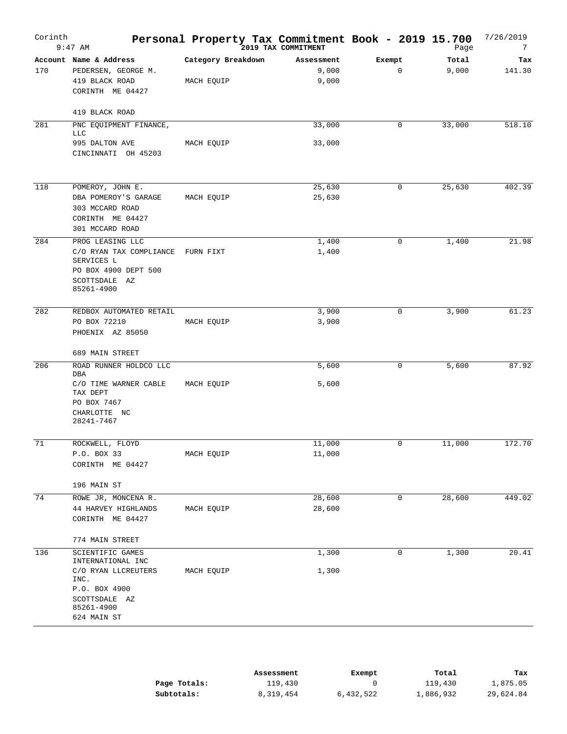# Personal Property Tax Commitment Book - 2019 15.700

Corinth 9:47 AM — 2019 TAX COMMITMENT — 7/26/2019

| Account | Name & Address | Category Breakdown | Assessment | Exempt | Total | Tax |
|---|---|---|---|---|---|---|
| 170 | PEDERSEN, GEORGE M.<br>419 BLACK ROAD<br>CORINTH ME 04427<br><br>419 BLACK ROAD | MACH EQUIP | 9,000<br>9,000 | 0 | 9,000 | 141.30 |
| 281 | PNC EQUIPMENT FINANCE, LLC<br>995 DALTON AVE<br>CINCINNATI OH 45203 | MACH EQUIP | 33,000<br>33,000 | 0 | 33,000 | 518.10 |
| 118 | POMEROY, JOHN E.<br>DBA POMEROY'S GARAGE<br>303 MCCARD ROAD<br>CORINTH ME 04427<br>301 MCCARD ROAD | MACH EQUIP | 25,630<br>25,630 | 0 | 25,630 | 402.39 |
| 284 | PROG LEASING LLC<br>C/O RYAN TAX COMPLIANCE SERVICES L<br>PO BOX 4900 DEPT 500<br>SCOTTSDALE AZ 85261-4900 | FURN FIXT | 1,400<br>1,400 | 0 | 1,400 | 21.98 |
| 282 | REDBOX AUTOMATED RETAIL<br>PO BOX 72210<br>PHOENIX AZ 85050<br><br>689 MAIN STREET | MACH EQUIP | 3,900<br>3,900 | 0 | 3,900 | 61.23 |
| 206 | ROAD RUNNER HOLDCO LLC DBA<br>C/O TIME WARNER CABLE TAX DEPT<br>PO BOX 7467<br>CHARLOTTE NC 28241-7467 | MACH EQUIP | 5,600<br>5,600 | 0 | 5,600 | 87.92 |
| 71 | ROCKWELL, FLOYD<br>P.O. BOX 33<br>CORINTH ME 04427<br><br>196 MAIN ST | MACH EQUIP | 11,000<br>11,000 | 0 | 11,000 | 172.70 |
| 74 | ROWE JR, MONCENA R.<br>44 HARVEY HIGHLANDS<br>CORINTH ME 04427<br><br>774 MAIN STREET | MACH EQUIP | 28,600<br>28,600 | 0 | 28,600 | 449.02 |
| 136 | SCIENTIFIC GAMES INTERNATIONAL INC<br>C/O RYAN LLCREUTERS INC.<br>P.O. BOX 4900<br>SCOTTSDALE AZ 85261-4900<br>624 MAIN ST | MACH EQUIP | 1,300<br>1,300 | 0 | 1,300 | 20.41 |

| | Assessment | Exempt | Total | Tax |
|---|---|---|---|---|
| Page Totals: | 119,430 | 0 | 119,430 | 1,875.05 |
| Subtotals: | 8,319,454 | 6,432,522 | 1,886,932 | 29,624.84 |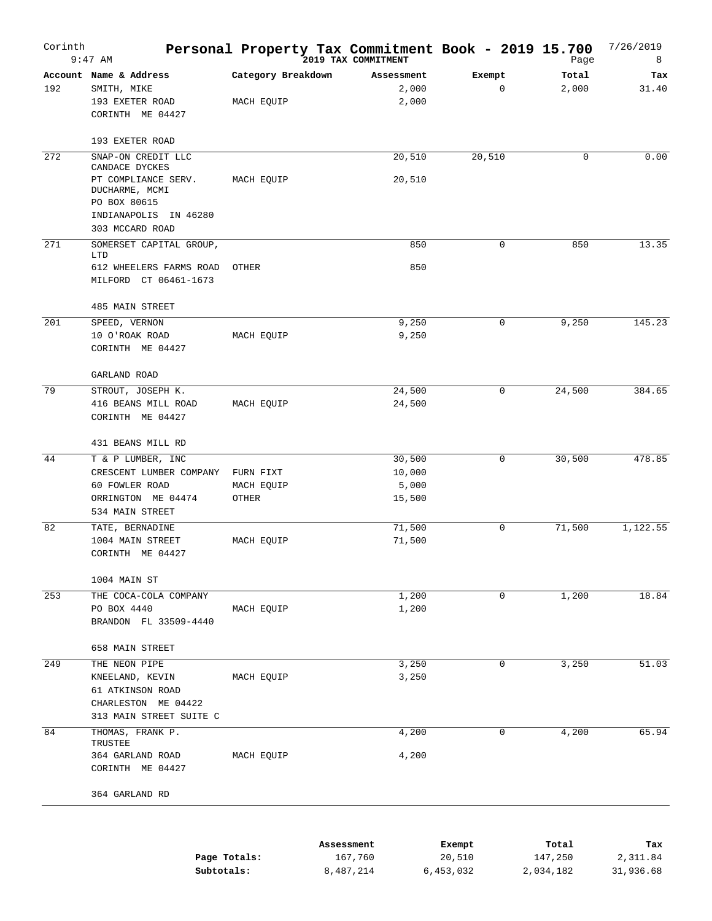# Corinth — Personal Property Tax Commitment Book - 2019 15.700

9:47 AM — 2019 TAX COMMITMENT — 7/26/2019

| Account | Name & Address | Category Breakdown | Assessment | Exempt | Total | Tax |
|---|---|---|---|---|---|---|
| 192 | SMITH, MIKE | | 2,000 | 0 | 2,000 | 31.40 |
| | 193 EXETER ROAD | MACH EQUIP | 2,000 | | | |
| | CORINTH ME 04427 | | | | | |
| | 193 EXETER ROAD | | | | | |
| 272 | SNAP-ON CREDIT LLC | | 20,510 | 20,510 | 0 | 0.00 |
| | CANDACE DYCKES | | | | | |
| | PT COMPLIANCE SERV. | MACH EQUIP | 20,510 | | | |
| | DUCHARME, MCMI | | | | | |
| | PO BOX 80615 | | | | | |
| | INDIANAPOLIS IN 46280 | | | | | |
| | 303 MCCARD ROAD | | | | | |
| 271 | SOMERSET CAPITAL GROUP, LTD | | 850 | 0 | 850 | 13.35 |
| | 612 WHEELERS FARMS ROAD | OTHER | 850 | | | |
| | MILFORD CT 06461-1673 | | | | | |
| | 485 MAIN STREET | | | | | |
| 201 | SPEED, VERNON | | 9,250 | 0 | 9,250 | 145.23 |
| | 10 O'ROAK ROAD | MACH EQUIP | 9,250 | | | |
| | CORINTH ME 04427 | | | | | |
| | GARLAND ROAD | | | | | |
| 79 | STROUT, JOSEPH K. | | 24,500 | 0 | 24,500 | 384.65 |
| | 416 BEANS MILL ROAD | MACH EQUIP | 24,500 | | | |
| | CORINTH ME 04427 | | | | | |
| | 431 BEANS MILL RD | | | | | |
| 44 | T & P LUMBER, INC | | 30,500 | 0 | 30,500 | 478.85 |
| | CRESCENT LUMBER COMPANY | FURN FIXT | 10,000 | | | |
| | 60 FOWLER ROAD | MACH EQUIP | 5,000 | | | |
| | ORRINGTON ME 04474 | OTHER | 15,500 | | | |
| | 534 MAIN STREET | | | | | |
| 82 | TATE, BERNADINE | | 71,500 | 0 | 71,500 | 1,122.55 |
| | 1004 MAIN STREET | MACH EQUIP | 71,500 | | | |
| | CORINTH ME 04427 | | | | | |
| | 1004 MAIN ST | | | | | |
| 253 | THE COCA-COLA COMPANY | | 1,200 | 0 | 1,200 | 18.84 |
| | PO BOX 4440 | MACH EQUIP | 1,200 | | | |
| | BRANDON FL 33509-4440 | | | | | |
| | 658 MAIN STREET | | | | | |
| 249 | THE NEON PIPE | | 3,250 | 0 | 3,250 | 51.03 |
| | KNEELAND, KEVIN | MACH EQUIP | 3,250 | | | |
| | 61 ATKINSON ROAD | | | | | |
| | CHARLESTON ME 04422 | | | | | |
| | 313 MAIN STREET SUITE C | | | | | |
| 84 | THOMAS, FRANK P. TRUSTEE | | 4,200 | 0 | 4,200 | 65.94 |
| | 364 GARLAND ROAD | MACH EQUIP | 4,200 | | | |
| | CORINTH ME 04427 | | | | | |
| | 364 GARLAND RD | | | | | |

| | Assessment | Exempt | Total | Tax |
|---|---|---|---|---|
| Page Totals: | 167,760 | 20,510 | 147,250 | 2,311.84 |
| Subtotals: | 8,487,214 | 6,453,032 | 2,034,182 | 31,936.68 |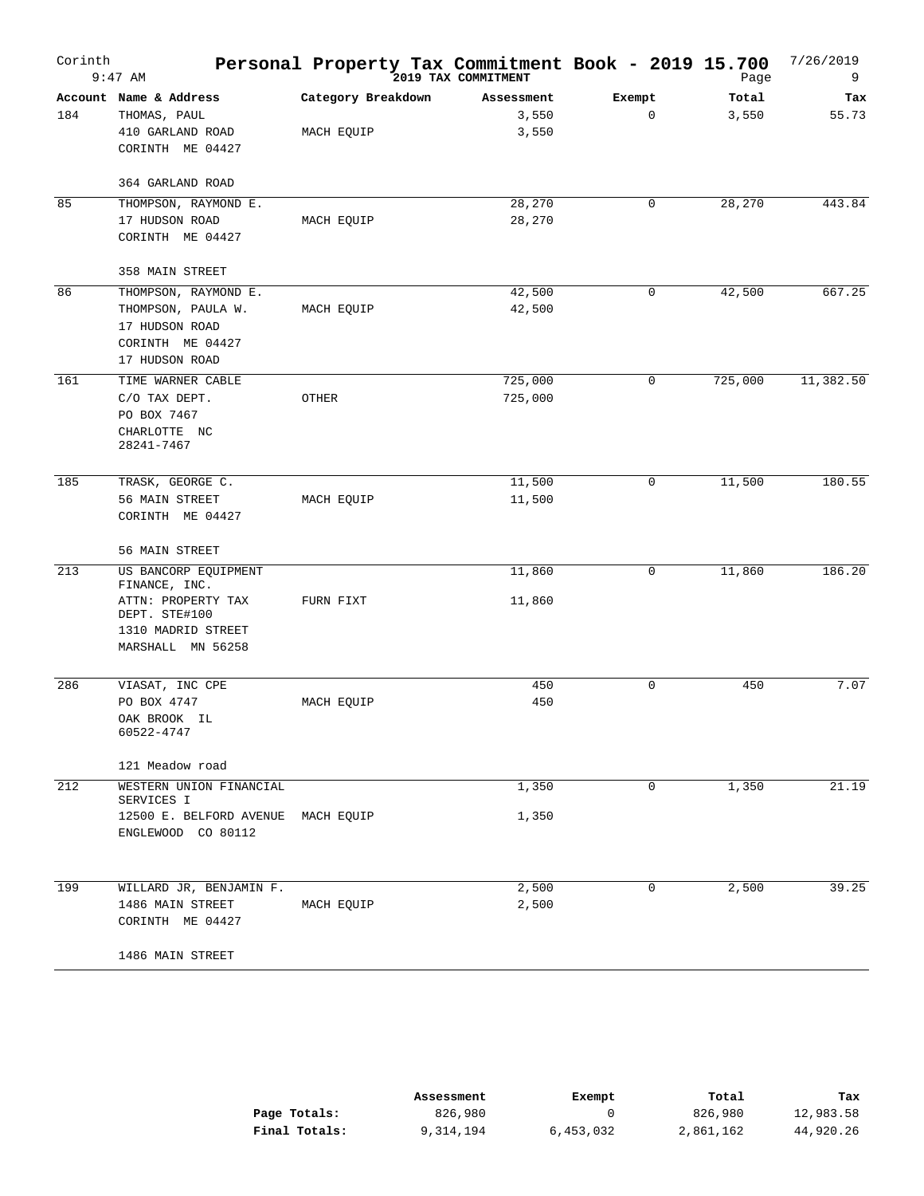# Personal Property Tax Commitment Book - 2019 15.700

Corinth
9:47 AM

2019 TAX COMMITMENT

7/26/2019

| Account | Name & Address | Category Breakdown | Assessment | Exempt | Total | Tax |
|---|---|---|---|---|---|---|
| 184 | THOMAS, PAUL<br>410 GARLAND ROAD<br>CORINTH ME 04427<br><br>364 GARLAND ROAD | MACH EQUIP | 3,550<br>3,550 | 0 | 3,550 | 55.73 |
| 85 | THOMPSON, RAYMOND E.<br>17 HUDSON ROAD<br>CORINTH ME 04427<br><br>358 MAIN STREET | MACH EQUIP | 28,270<br>28,270 | 0 | 28,270 | 443.84 |
| 86 | THOMPSON, RAYMOND E.<br>THOMPSON, PAULA W.<br>17 HUDSON ROAD<br>CORINTH ME 04427<br>17 HUDSON ROAD | MACH EQUIP | 42,500<br>42,500 | 0 | 42,500 | 667.25 |
| 161 | TIME WARNER CABLE<br>C/O TAX DEPT.<br>PO BOX 7467<br>CHARLOTTE NC<br>28241-7467 | OTHER | 725,000<br>725,000 | 0 | 725,000 | 11,382.50 |
| 185 | TRASK, GEORGE C.<br>56 MAIN STREET<br>CORINTH ME 04427<br><br>56 MAIN STREET | MACH EQUIP | 11,500<br>11,500 | 0 | 11,500 | 180.55 |
| 213 | US BANCORP EQUIPMENT FINANCE, INC.<br>ATTN: PROPERTY TAX DEPT. STE#100<br>1310 MADRID STREET<br>MARSHALL MN 56258 | FURN FIXT | 11,860<br>11,860 | 0 | 11,860 | 186.20 |
| 286 | VIASAT, INC CPE<br>PO BOX 4747<br>OAK BROOK IL<br>60522-4747<br><br>121 Meadow road | MACH EQUIP | 450<br>450 | 0 | 450 | 7.07 |
| 212 | WESTERN UNION FINANCIAL SERVICES I<br>12500 E. BELFORD AVENUE<br>ENGLEWOOD CO 80112 | MACH EQUIP | 1,350<br>1,350 | 0 | 1,350 | 21.19 |
| 199 | WILLARD JR, BENJAMIN F.<br>1486 MAIN STREET<br>CORINTH ME 04427<br><br>1486 MAIN STREET | MACH EQUIP | 2,500<br>2,500 | 0 | 2,500 | 39.25 |

| | Assessment | Exempt | Total | Tax |
|---|---|---|---|---|
| **Page Totals:** | 826,980 | 0 | 826,980 | 12,983.58 |
| **Final Totals:** | 9,314,194 | 6,453,032 | 2,861,162 | 44,920.26 |